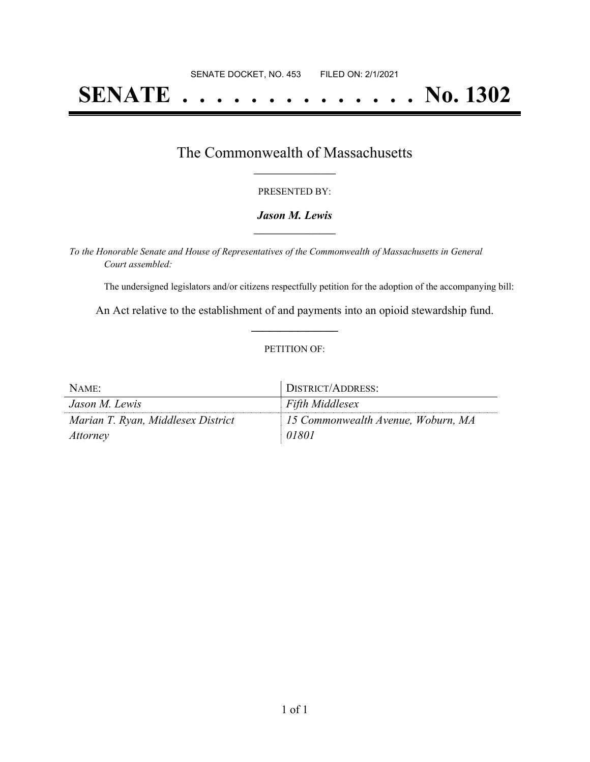SENATE DOCKET, NO. 453        FILED ON: 2/1/2021

# SENATE . . . . . . . . . . . . . . No. 1302

## The Commonwealth of Massachusetts

PRESENTED BY:

***Jason M. Lewis***

*To the Honorable Senate and House of Representatives of the Commonwealth of Massachusetts in General Court assembled:*

The undersigned legislators and/or citizens respectfully petition for the adoption of the accompanying bill:

An Act relative to the establishment of and payments into an opioid stewardship fund.

PETITION OF:

| NAME: | DISTRICT/ADDRESS: |
| --- | --- |
| *Jason M. Lewis* | *Fifth Middlesex* |
| *Marian T. Ryan, Middlesex District Attorney* | *15 Commonwealth Avenue, Woburn, MA 01801* |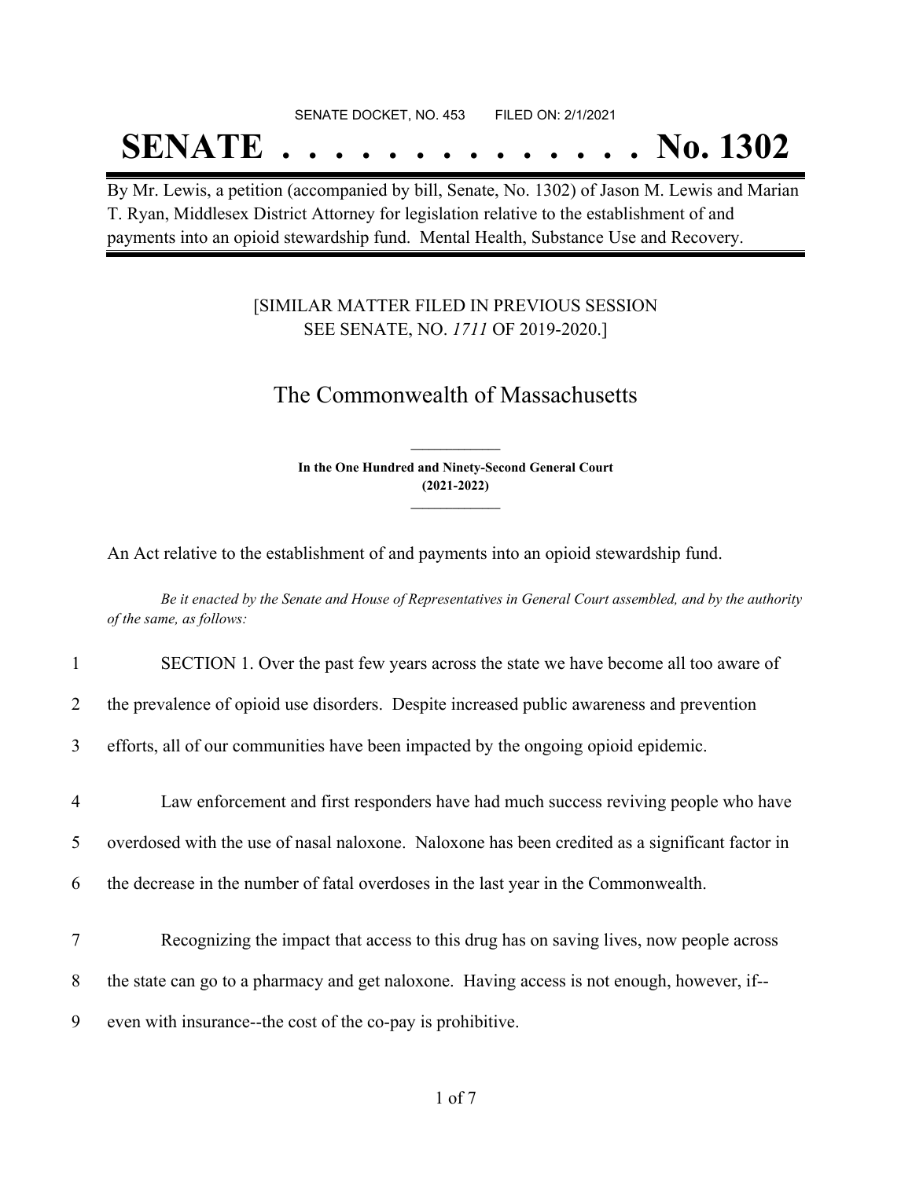SENATE DOCKET, NO. 453        FILED ON: 2/1/2021

# SENATE . . . . . . . . . . . . . . . No. 1302

By Mr. Lewis, a petition (accompanied by bill, Senate, No. 1302) of Jason M. Lewis and Marian T. Ryan, Middlesex District Attorney for legislation relative to the establishment of and payments into an opioid stewardship fund. Mental Health, Substance Use and Recovery.

[SIMILAR MATTER FILED IN PREVIOUS SESSION
SEE SENATE, NO. *1711* OF 2019-2020.]

## The Commonwealth of Massachusetts

**In the One Hundred and Ninety-Second General Court**
**(2021-2022)**

An Act relative to the establishment of and payments into an opioid stewardship fund.

*Be it enacted by the Senate and House of Representatives in General Court assembled, and by the authority of the same, as follows:*

1 SECTION 1. Over the past few years across the state we have become all too aware of
2 the prevalence of opioid use disorders. Despite increased public awareness and prevention
3 efforts, all of our communities have been impacted by the ongoing opioid epidemic.

4 Law enforcement and first responders have had much success reviving people who have
5 overdosed with the use of nasal naloxone. Naloxone has been credited as a significant factor in
6 the decrease in the number of fatal overdoses in the last year in the Commonwealth.

7 Recognizing the impact that access to this drug has on saving lives, now people across
8 the state can go to a pharmacy and get naloxone. Having access is not enough, however, if--
9 even with insurance--the cost of the co-pay is prohibitive.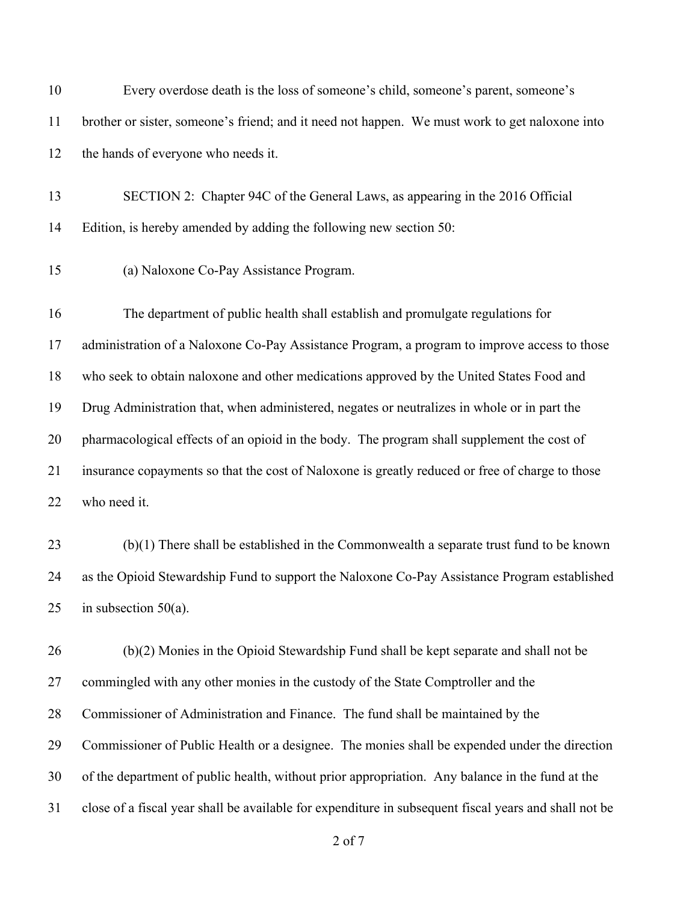Every overdose death is the loss of someone's child, someone's parent, someone's brother or sister, someone's friend; and it need not happen. We must work to get naloxone into the hands of everyone who needs it.

SECTION 2: Chapter 94C of the General Laws, as appearing in the 2016 Official Edition, is hereby amended by adding the following new section 50:

(a) Naloxone Co-Pay Assistance Program.

The department of public health shall establish and promulgate regulations for administration of a Naloxone Co-Pay Assistance Program, a program to improve access to those who seek to obtain naloxone and other medications approved by the United States Food and Drug Administration that, when administered, negates or neutralizes in whole or in part the pharmacological effects of an opioid in the body. The program shall supplement the cost of insurance copayments so that the cost of Naloxone is greatly reduced or free of charge to those who need it.

(b)(1) There shall be established in the Commonwealth a separate trust fund to be known as the Opioid Stewardship Fund to support the Naloxone Co-Pay Assistance Program established in subsection 50(a).

(b)(2) Monies in the Opioid Stewardship Fund shall be kept separate and shall not be commingled with any other monies in the custody of the State Comptroller and the Commissioner of Administration and Finance. The fund shall be maintained by the Commissioner of Public Health or a designee. The monies shall be expended under the direction of the department of public health, without prior appropriation. Any balance in the fund at the close of a fiscal year shall be available for expenditure in subsequent fiscal years and shall not be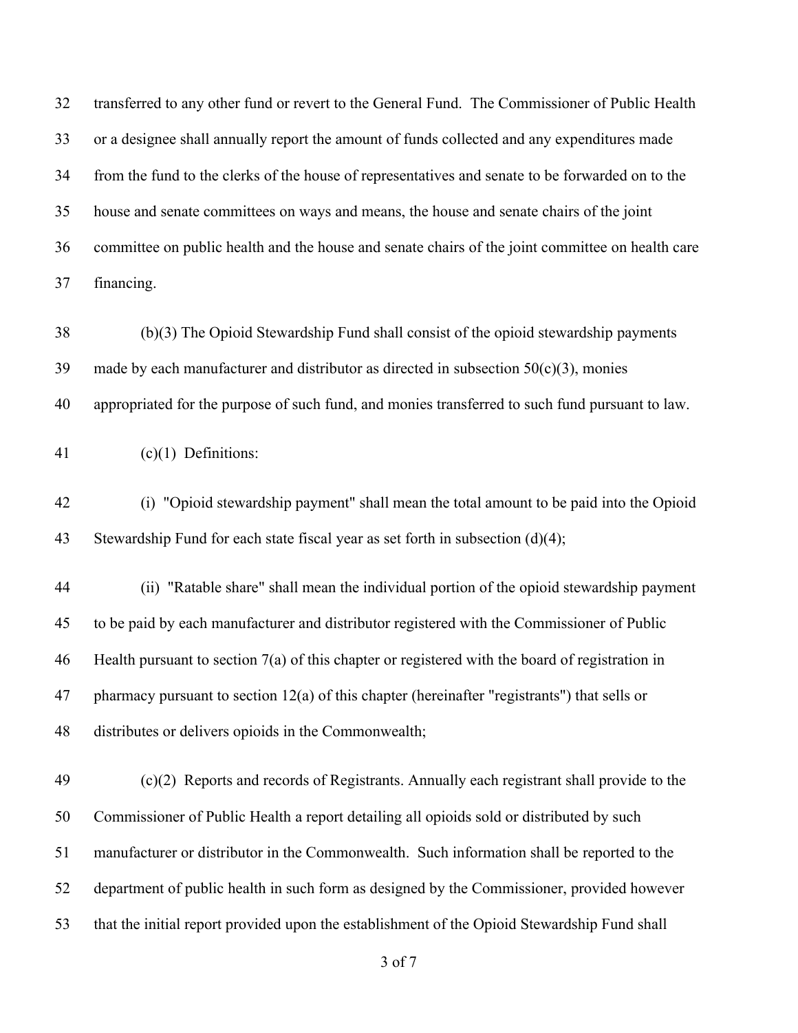transferred to any other fund or revert to the General Fund. The Commissioner of Public Health or a designee shall annually report the amount of funds collected and any expenditures made from the fund to the clerks of the house of representatives and senate to be forwarded on to the house and senate committees on ways and means, the house and senate chairs of the joint committee on public health and the house and senate chairs of the joint committee on health care financing.

(b)(3) The Opioid Stewardship Fund shall consist of the opioid stewardship payments made by each manufacturer and distributor as directed in subsection 50(c)(3), monies appropriated for the purpose of such fund, and monies transferred to such fund pursuant to law.

(c)(1) Definitions:

(i) "Opioid stewardship payment" shall mean the total amount to be paid into the Opioid Stewardship Fund for each state fiscal year as set forth in subsection (d)(4);

(ii) "Ratable share" shall mean the individual portion of the opioid stewardship payment to be paid by each manufacturer and distributor registered with the Commissioner of Public Health pursuant to section 7(a) of this chapter or registered with the board of registration in pharmacy pursuant to section 12(a) of this chapter (hereinafter "registrants") that sells or distributes or delivers opioids in the Commonwealth;

(c)(2) Reports and records of Registrants. Annually each registrant shall provide to the Commissioner of Public Health a report detailing all opioids sold or distributed by such manufacturer or distributor in the Commonwealth. Such information shall be reported to the department of public health in such form as designed by the Commissioner, provided however that the initial report provided upon the establishment of the Opioid Stewardship Fund shall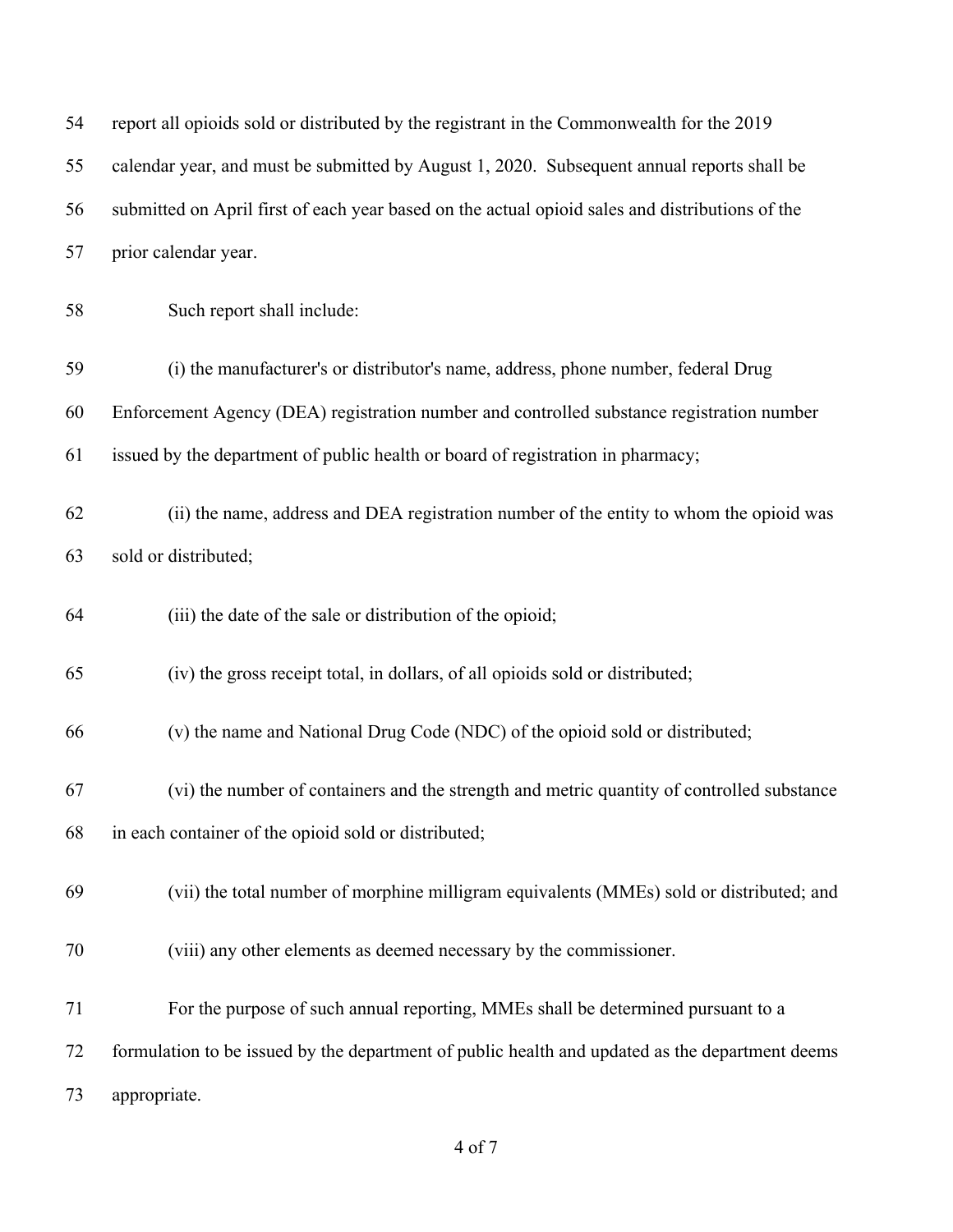report all opioids sold or distributed by the registrant in the Commonwealth for the 2019 calendar year, and must be submitted by August 1, 2020. Subsequent annual reports shall be submitted on April first of each year based on the actual opioid sales and distributions of the prior calendar year.

Such report shall include:

(i) the manufacturer's or distributor's name, address, phone number, federal Drug Enforcement Agency (DEA) registration number and controlled substance registration number issued by the department of public health or board of registration in pharmacy;

(ii) the name, address and DEA registration number of the entity to whom the opioid was sold or distributed;

(iii) the date of the sale or distribution of the opioid;

(iv) the gross receipt total, in dollars, of all opioids sold or distributed;

(v) the name and National Drug Code (NDC) of the opioid sold or distributed;

(vi) the number of containers and the strength and metric quantity of controlled substance in each container of the opioid sold or distributed;

(vii) the total number of morphine milligram equivalents (MMEs) sold or distributed; and

(viii) any other elements as deemed necessary by the commissioner.

For the purpose of such annual reporting, MMEs shall be determined pursuant to a formulation to be issued by the department of public health and updated as the department deems appropriate.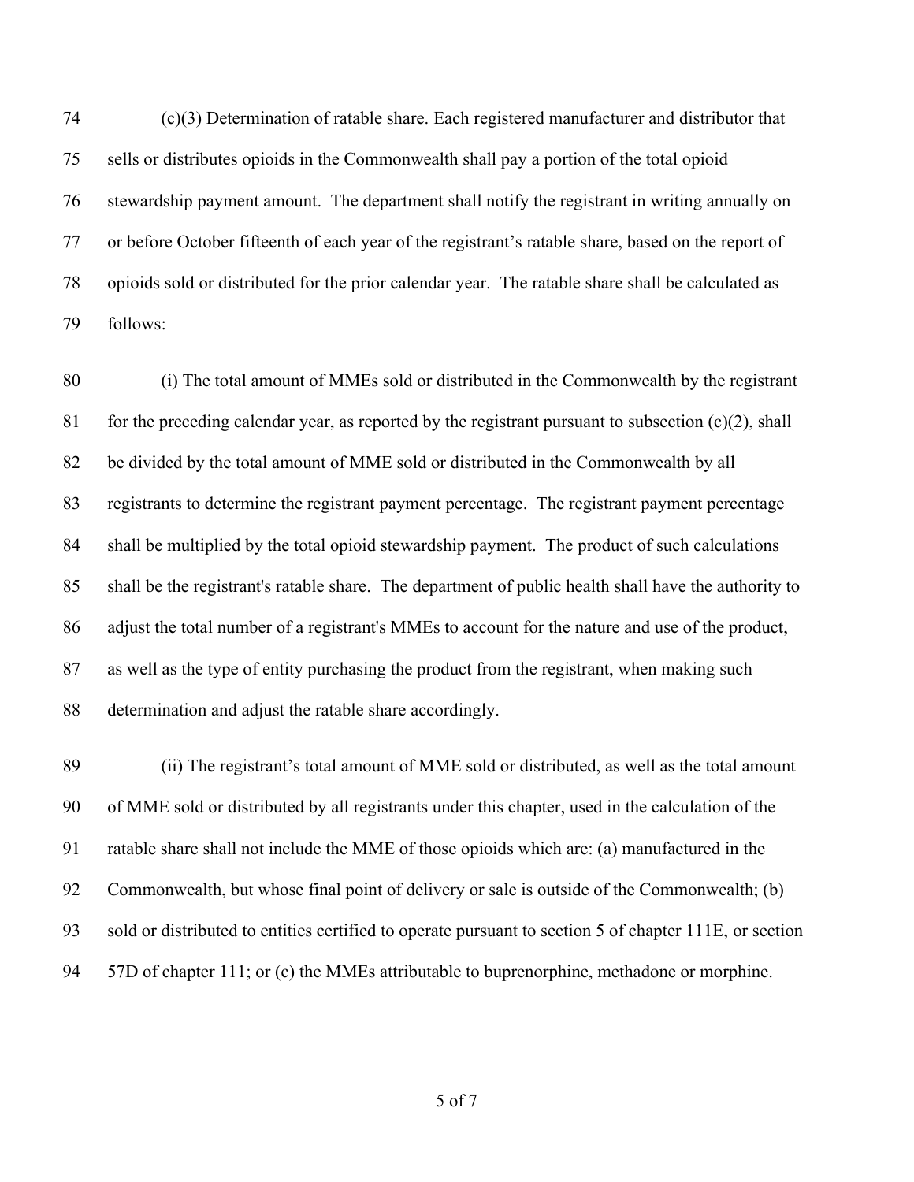(c)(3) Determination of ratable share. Each registered manufacturer and distributor that sells or distributes opioids in the Commonwealth shall pay a portion of the total opioid stewardship payment amount. The department shall notify the registrant in writing annually on or before October fifteenth of each year of the registrant's ratable share, based on the report of opioids sold or distributed for the prior calendar year. The ratable share shall be calculated as follows:

(i) The total amount of MMEs sold or distributed in the Commonwealth by the registrant for the preceding calendar year, as reported by the registrant pursuant to subsection (c)(2), shall be divided by the total amount of MME sold or distributed in the Commonwealth by all registrants to determine the registrant payment percentage. The registrant payment percentage shall be multiplied by the total opioid stewardship payment. The product of such calculations shall be the registrant's ratable share. The department of public health shall have the authority to adjust the total number of a registrant's MMEs to account for the nature and use of the product, as well as the type of entity purchasing the product from the registrant, when making such determination and adjust the ratable share accordingly.

(ii) The registrant's total amount of MME sold or distributed, as well as the total amount of MME sold or distributed by all registrants under this chapter, used in the calculation of the ratable share shall not include the MME of those opioids which are: (a) manufactured in the Commonwealth, but whose final point of delivery or sale is outside of the Commonwealth; (b) sold or distributed to entities certified to operate pursuant to section 5 of chapter 111E, or section 57D of chapter 111; or (c) the MMEs attributable to buprenorphine, methadone or morphine.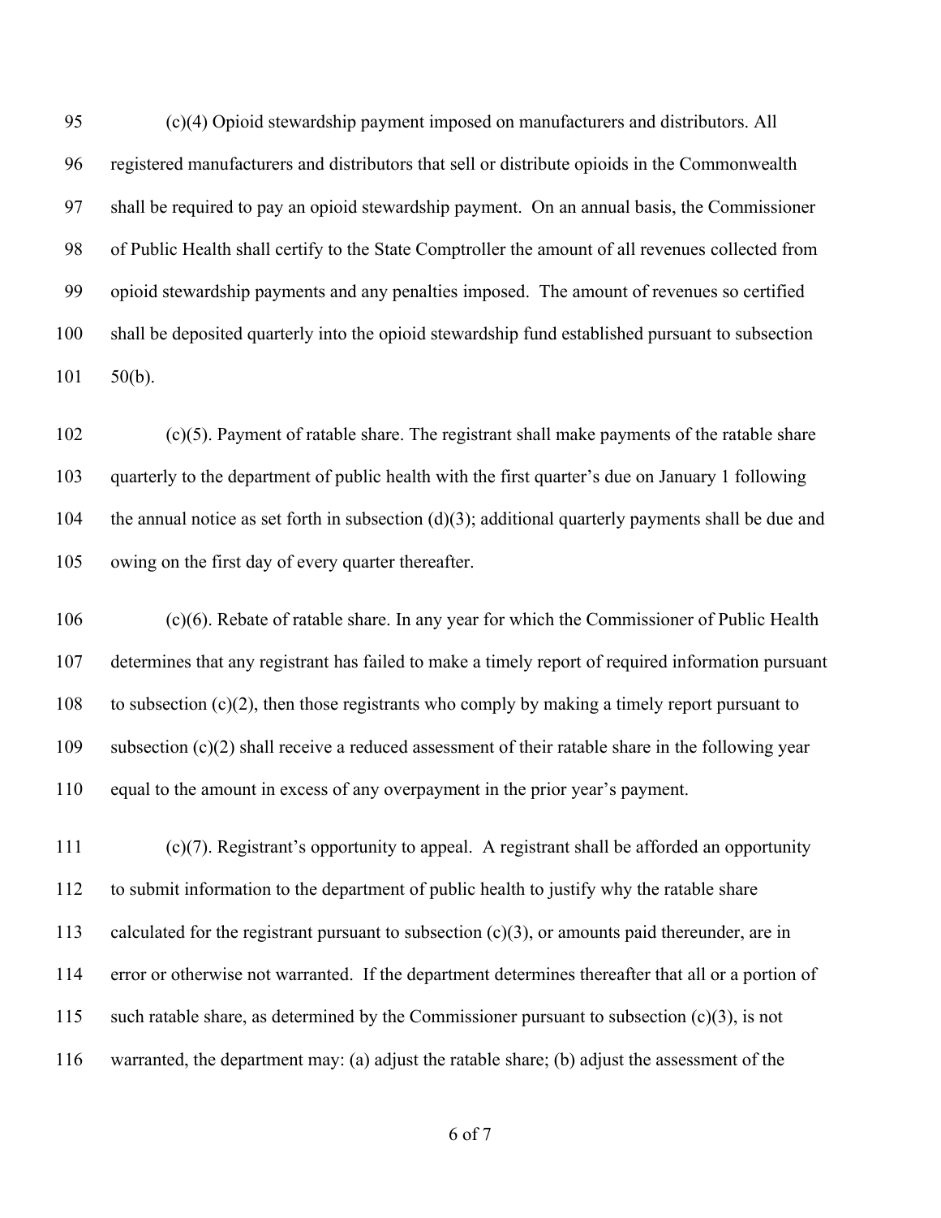(c)(4) Opioid stewardship payment imposed on manufacturers and distributors. All registered manufacturers and distributors that sell or distribute opioids in the Commonwealth shall be required to pay an opioid stewardship payment. On an annual basis, the Commissioner of Public Health shall certify to the State Comptroller the amount of all revenues collected from opioid stewardship payments and any penalties imposed. The amount of revenues so certified shall be deposited quarterly into the opioid stewardship fund established pursuant to subsection 50(b).

(c)(5). Payment of ratable share. The registrant shall make payments of the ratable share quarterly to the department of public health with the first quarter's due on January 1 following the annual notice as set forth in subsection (d)(3); additional quarterly payments shall be due and owing on the first day of every quarter thereafter.

(c)(6). Rebate of ratable share. In any year for which the Commissioner of Public Health determines that any registrant has failed to make a timely report of required information pursuant to subsection (c)(2), then those registrants who comply by making a timely report pursuant to subsection (c)(2) shall receive a reduced assessment of their ratable share in the following year equal to the amount in excess of any overpayment in the prior year's payment.

(c)(7). Registrant's opportunity to appeal. A registrant shall be afforded an opportunity to submit information to the department of public health to justify why the ratable share calculated for the registrant pursuant to subsection (c)(3), or amounts paid thereunder, are in error or otherwise not warranted. If the department determines thereafter that all or a portion of such ratable share, as determined by the Commissioner pursuant to subsection (c)(3), is not warranted, the department may: (a) adjust the ratable share; (b) adjust the assessment of the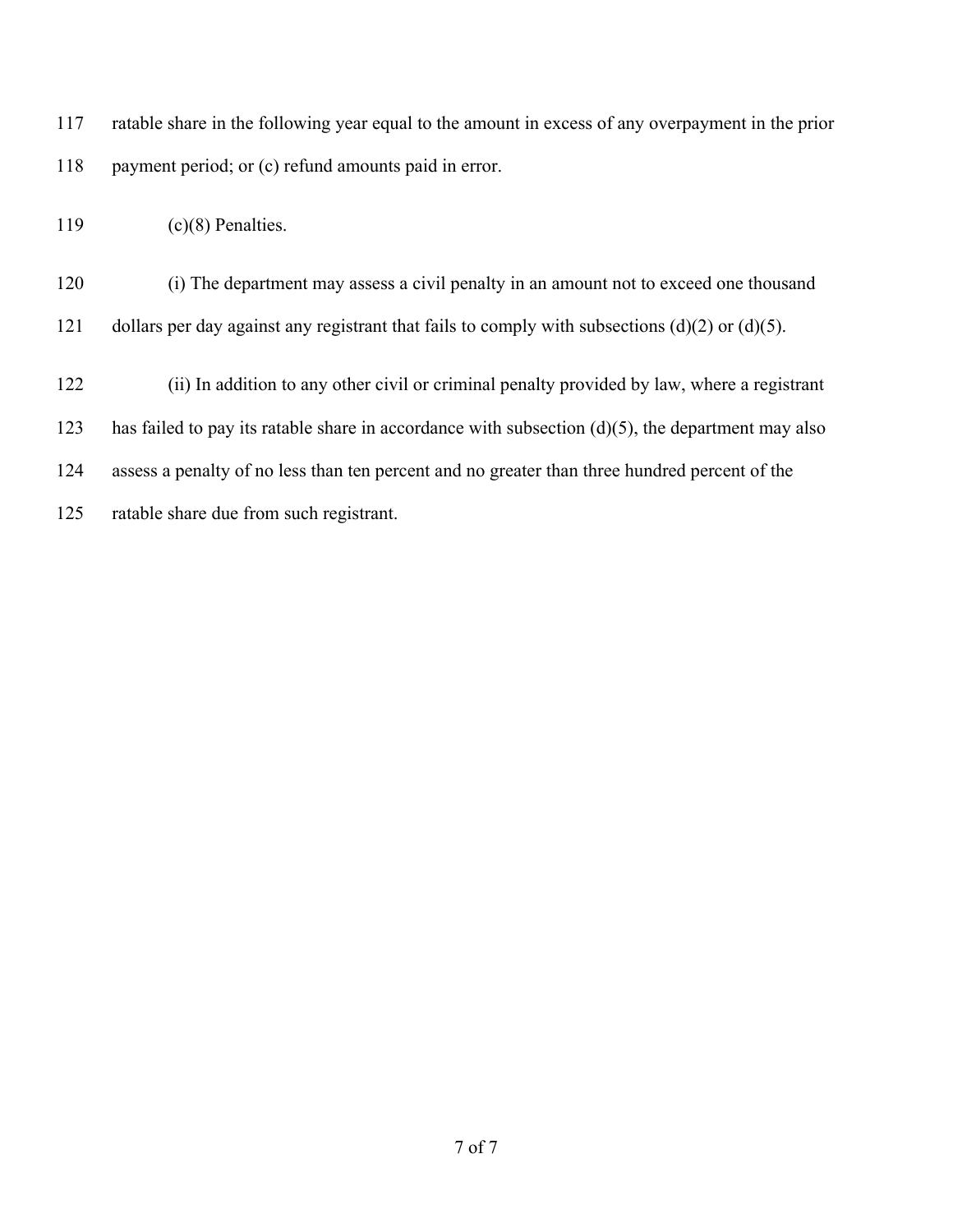ratable share in the following year equal to the amount in excess of any overpayment in the prior payment period; or (c) refund amounts paid in error.

(c)(8) Penalties.

(i) The department may assess a civil penalty in an amount not to exceed one thousand dollars per day against any registrant that fails to comply with subsections (d)(2) or (d)(5).

(ii) In addition to any other civil or criminal penalty provided by law, where a registrant has failed to pay its ratable share in accordance with subsection (d)(5), the department may also assess a penalty of no less than ten percent and no greater than three hundred percent of the ratable share due from such registrant.